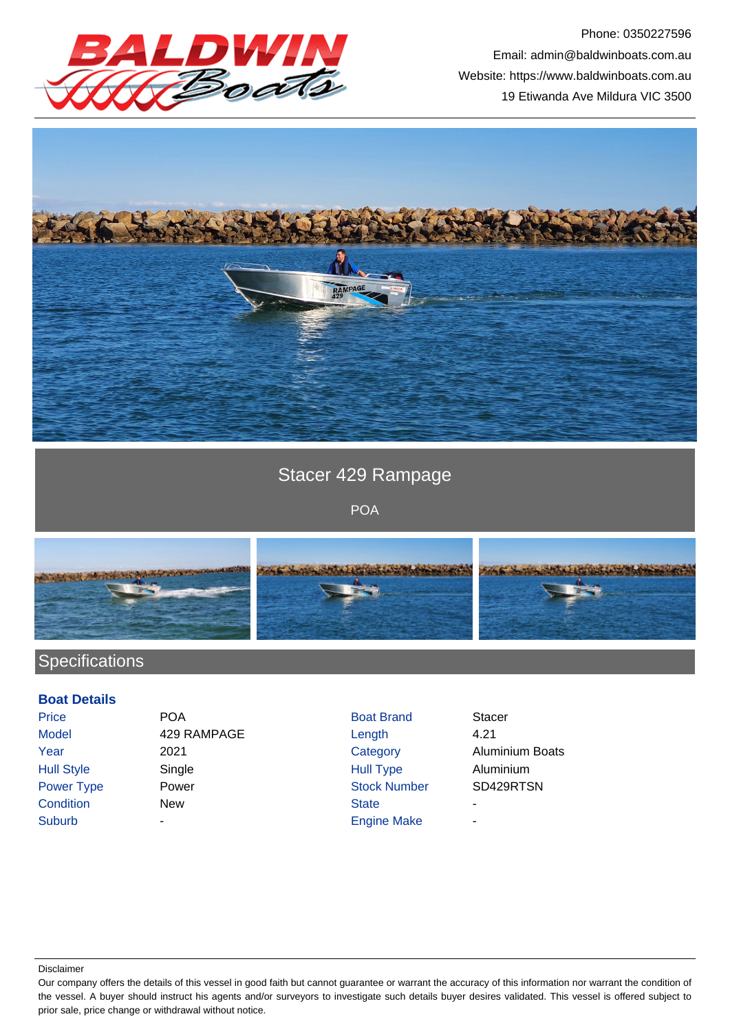Phone: 0350227596
Email: admin@baldwinboats.com.au
Website: https://www.baldwinboats.com.au
19 Etiwanda Ave Mildura VIC 3500

# Stacer 429 Rampage

POA

## Specifications

### Boat Details

| | | | |
|---|---|---|---|
| Price | POA | Boat Brand | Stacer |
| Model | 429 RAMPAGE | Length | 4.21 |
| Year | 2021 | Category | Aluminium Boats |
| Hull Style | Single | Hull Type | Aluminium |
| Power Type | Power | Stock Number | SD429RTSN |
| Condition | New | State | - |
| Suburb | - | Engine Make | - |

Disclaimer
Our company offers the details of this vessel in good faith but cannot guarantee or warrant the accuracy of this information nor warrant the condition of the vessel. A buyer should instruct his agents and/or surveyors to investigate such details buyer desires validated. This vessel is offered subject to prior sale, price change or withdrawal without notice.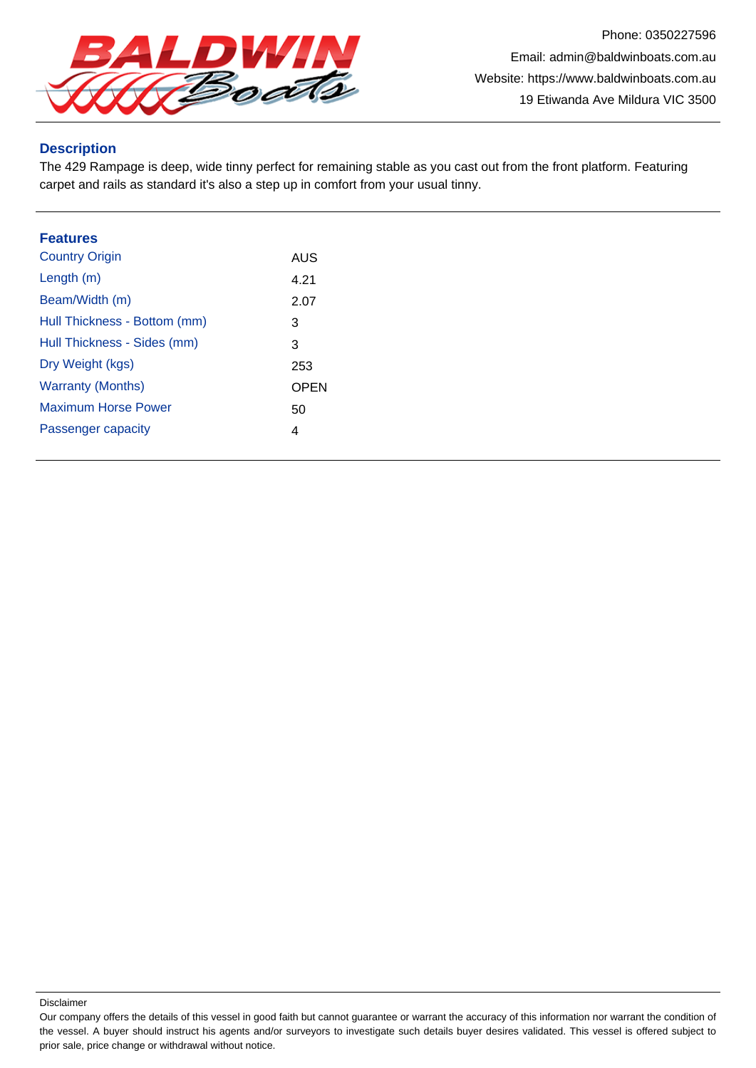Phone: 0350227596
Email: admin@baldwinboats.com.au
Website: https://www.baldwinboats.com.au
19 Etiwanda Ave Mildura VIC 3500

## Description

The 429 Rampage is deep, wide tinny perfect for remaining stable as you cast out from the front platform. Featuring carpet and rails as standard it's also a step up in comfort from your usual tinny.

## Features

| | |
|---|---|
| Country Origin | AUS |
| Length (m) | 4.21 |
| Beam/Width (m) | 2.07 |
| Hull Thickness - Bottom (mm) | 3 |
| Hull Thickness - Sides (mm) | 3 |
| Dry Weight (kgs) | 253 |
| Warranty (Months) | OPEN |
| Maximum Horse Power | 50 |
| Passenger capacity | 4 |

Disclaimer

Our company offers the details of this vessel in good faith but cannot guarantee or warrant the accuracy of this information nor warrant the condition of the vessel. A buyer should instruct his agents and/or surveyors to investigate such details buyer desires validated. This vessel is offered subject to prior sale, price change or withdrawal without notice.